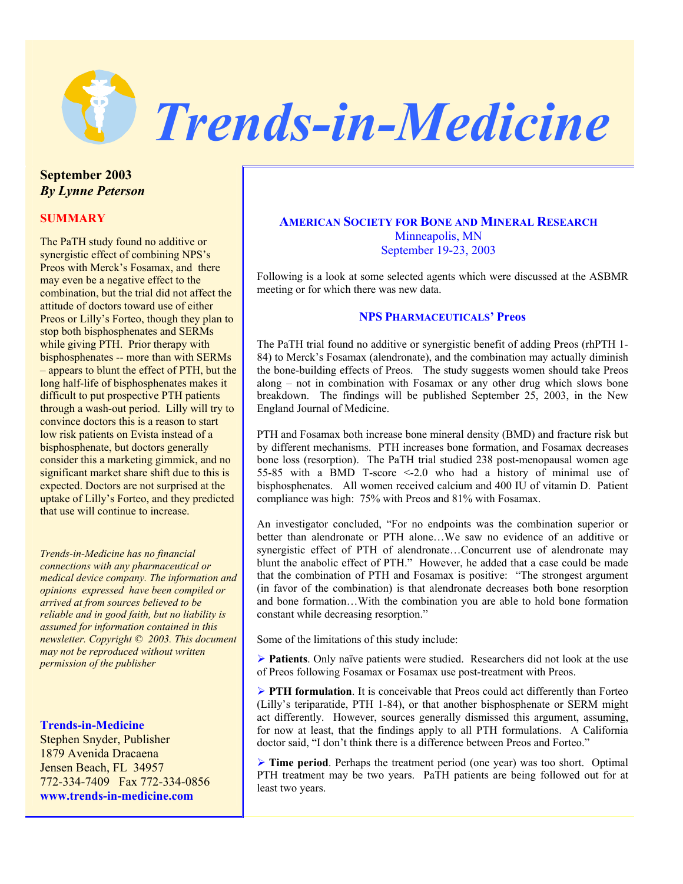# Trends-in-Medicine

**September 2003**
***By Lynne Peterson***

**SUMMARY**

The PaTH study found no additive or synergistic effect of combining NPS's Preos with Merck's Fosamax, and there may even be a negative effect to the combination, but the trial did not affect the attitude of doctors toward use of either Preos or Lilly's Forteo, though they plan to stop both bisphosphenates and SERMs while giving PTH. Prior therapy with bisphosphenates -- more than with SERMs – appears to blunt the effect of PTH, but the long half-life of bisphosphenates makes it difficult to put prospective PTH patients through a wash-out period. Lilly will try to convince doctors this is a reason to start low risk patients on Evista instead of a bisphosphenate, but doctors generally consider this a marketing gimmick, and no significant market share shift due to this is expected. Doctors are not surprised at the uptake of Lilly's Forteo, and they predicted that use will continue to increase.

*Trends-in-Medicine has no financial connections with any pharmaceutical or medical device company. The information and opinions expressed have been compiled or arrived at from sources believed to be reliable and in good faith, but no liability is assumed for information contained in this newsletter. Copyright © 2003. This document may not be reproduced without written permission of the publisher*

**Trends-in-Medicine**
Stephen Snyder, Publisher
1879 Avenida Dracaena
Jensen Beach, FL 34957
772-334-7409 Fax 772-334-0856
www.trends-in-medicine.com

## AMERICAN SOCIETY FOR BONE AND MINERAL RESEARCH
Minneapolis, MN
September 19-23, 2003

Following is a look at some selected agents which were discussed at the ASBMR meeting or for which there was new data.

### NPS PHARMACEUTICALS' Preos

The PaTH trial found no additive or synergistic benefit of adding Preos (rhPTH 1-84) to Merck's Fosamax (alendronate), and the combination may actually diminish the bone-building effects of Preos. The study suggests women should take Preos along – not in combination with Fosamax or any other drug which slows bone breakdown. The findings will be published September 25, 2003, in the New England Journal of Medicine.

PTH and Fosamax both increase bone mineral density (BMD) and fracture risk but by different mechanisms. PTH increases bone formation, and Fosamax decreases bone loss (resorption). The PaTH trial studied 238 post-menopausal women age 55-85 with a BMD T-score <-2.0 who had a history of minimal use of bisphosphenates. All women received calcium and 400 IU of vitamin D. Patient compliance was high: 75% with Preos and 81% with Fosamax.

An investigator concluded, "For no endpoints was the combination superior or better than alendronate or PTH alone…We saw no evidence of an additive or synergistic effect of PTH of alendronate…Concurrent use of alendronate may blunt the anabolic effect of PTH." However, he added that a case could be made that the combination of PTH and Fosamax is positive: "The strongest argument (in favor of the combination) is that alendronate decreases both bone resorption and bone formation…With the combination you are able to hold bone formation constant while decreasing resorption."

Some of the limitations of this study include:

- **Patients**. Only naïve patients were studied. Researchers did not look at the use of Preos following Fosamax or Fosamax use post-treatment with Preos.
- **PTH formulation**. It is conceivable that Preos could act differently than Forteo (Lilly's teriparatide, PTH 1-84), or that another bisphosphenate or SERM might act differently. However, sources generally dismissed this argument, assuming, for now at least, that the findings apply to all PTH formulations. A California doctor said, "I don't think there is a difference between Preos and Forteo."
- **Time period**. Perhaps the treatment period (one year) was too short. Optimal PTH treatment may be two years. PaTH patients are being followed out for at least two years.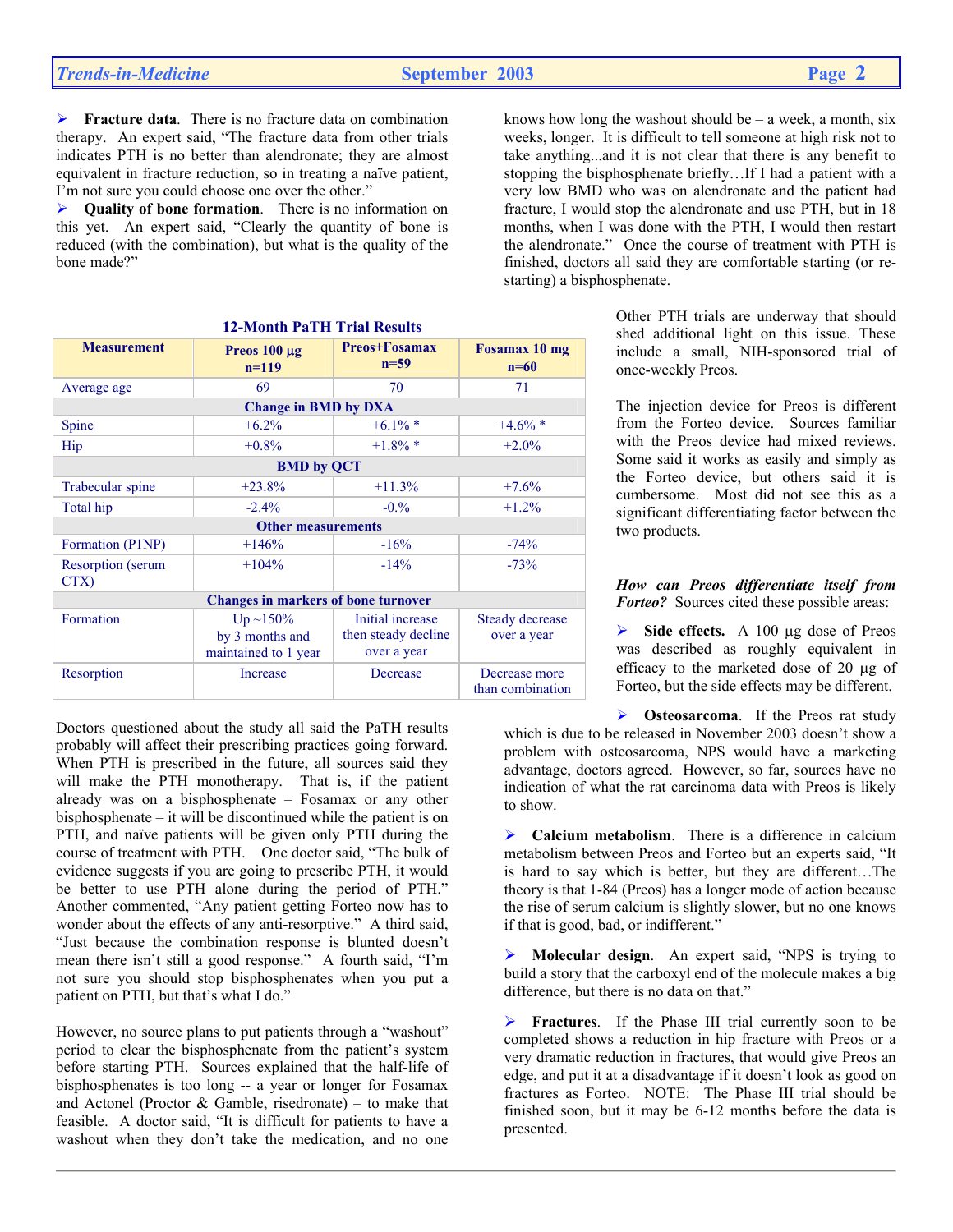➢ **Fracture data**. There is no fracture data on combination therapy. An expert said, "The fracture data from other trials indicates PTH is no better than alendronate; they are almost equivalent in fracture reduction, so in treating a naïve patient, I'm not sure you could choose one over the other."

➢ **Quality of bone formation**. There is no information on this yet. An expert said, "Clearly the quantity of bone is reduced (with the combination), but what is the quality of the bone made?"

**12-Month PaTH Trial Results**

| Measurement | Preos 100 µg n=119 | Preos+Fosamax n=59 | Fosamax 10 mg n=60 |
|---|---|---|---|
| Average age | 69 | 70 | 71 |
| **Change in BMD by DXA** | | | |
| Spine | +6.2% | +6.1% * | +4.6% * |
| Hip | +0.8% | +1.8% * | +2.0% |
| **BMD by QCT** | | | |
| Trabecular spine | +23.8% | +11.3% | +7.6% |
| Total hip | -2.4% | -0.% | +1.2% |
| **Other measurements** | | | |
| Formation (P1NP) | +146% | -16% | -74% |
| Resorption (serum CTX) | +104% | -14% | -73% |
| **Changes in markers of bone turnover** | | | |
| Formation | Up ~150% by 3 months and maintained to 1 year | Initial increase then steady decline over a year | Steady decrease over a year |
| Resorption | Increase | Decrease | Decrease more than combination |

Doctors questioned about the study all said the PaTH results probably will affect their prescribing practices going forward. When PTH is prescribed in the future, all sources said they will make the PTH monotherapy. That is, if the patient already was on a bisphosphenate – Fosamax or any other bisphosphenate – it will be discontinued while the patient is on PTH, and naïve patients will be given only PTH during the course of treatment with PTH. One doctor said, "The bulk of evidence suggests if you are going to prescribe PTH, it would be better to use PTH alone during the period of PTH." Another commented, "Any patient getting Forteo now has to wonder about the effects of any anti-resorptive." A third said, "Just because the combination response is blunted doesn't mean there isn't still a good response." A fourth said, "I'm not sure you should stop bisphosphenates when you put a patient on PTH, but that's what I do."

However, no source plans to put patients through a "washout" period to clear the bisphosphenate from the patient's system before starting PTH. Sources explained that the half-life of bisphosphenates is too long -- a year or longer for Fosamax and Actonel (Proctor & Gamble, risedronate) – to make that feasible. A doctor said, "It is difficult for patients to have a washout when they don't take the medication, and no one knows how long the washout should be – a week, a month, six weeks, longer. It is difficult to tell someone at high risk not to take anything...and it is not clear that there is any benefit to stopping the bisphosphenate briefly…If I had a patient with a very low BMD who was on alendronate and the patient had fracture, I would stop the alendronate and use PTH, but in 18 months, when I was done with the PTH, I would then restart the alendronate." Once the course of treatment with PTH is finished, doctors all said they are comfortable starting (or re-starting) a bisphosphenate.

Other PTH trials are underway that should shed additional light on this issue. These include a small, NIH-sponsored trial of once-weekly Preos.

The injection device for Preos is different from the Forteo device. Sources familiar with the Preos device had mixed reviews. Some said it works as easily and simply as the Forteo device, but others said it is cumbersome. Most did not see this as a significant differentiating factor between the two products.

***How can Preos differentiate itself from Forteo?*** Sources cited these possible areas:

➢ **Side effects.** A 100 µg dose of Preos was described as roughly equivalent in efficacy to the marketed dose of 20 µg of Forteo, but the side effects may be different.

➢ **Osteosarcoma**. If the Preos rat study which is due to be released in November 2003 doesn't show a problem with osteosarcoma, NPS would have a marketing advantage, doctors agreed. However, so far, sources have no indication of what the rat carcinoma data with Preos is likely to show.

➢ **Calcium metabolism**. There is a difference in calcium metabolism between Preos and Forteo but an experts said, "It is hard to say which is better, but they are different…The theory is that 1-84 (Preos) has a longer mode of action because the rise of serum calcium is slightly slower, but no one knows if that is good, bad, or indifferent."

➢ **Molecular design**. An expert said, "NPS is trying to build a story that the carboxyl end of the molecule makes a big difference, but there is no data on that."

➢ **Fractures**. If the Phase III trial currently soon to be completed shows a reduction in hip fracture with Preos or a very dramatic reduction in fractures, that would give Preos an edge, and put it at a disadvantage if it doesn't look as good on fractures as Forteo. NOTE: The Phase III trial should be finished soon, but it may be 6-12 months before the data is presented.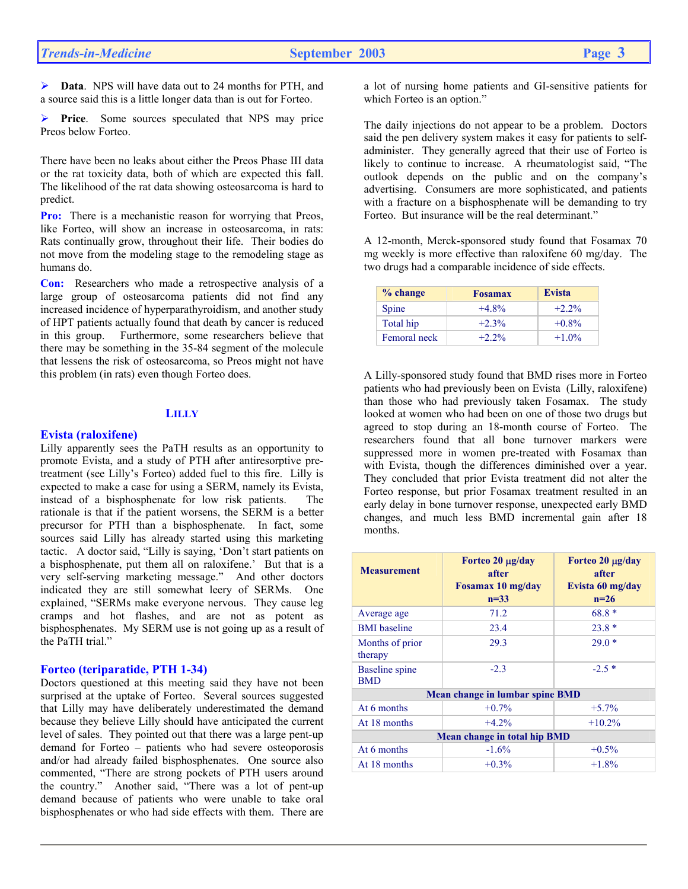- **Data**. NPS will have data out to 24 months for PTH, and a source said this is a little longer data than is out for Forteo.
- **Price**. Some sources speculated that NPS may price Preos below Forteo.

There have been no leaks about either the Preos Phase III data or the rat toxicity data, both of which are expected this fall. The likelihood of the rat data showing osteosarcoma is hard to predict.

**Pro:** There is a mechanistic reason for worrying that Preos, like Forteo, will show an increase in osteosarcoma, in rats: Rats continually grow, throughout their life. Their bodies do not move from the modeling stage to the remodeling stage as humans do.

**Con:** Researchers who made a retrospective analysis of a large group of osteosarcoma patients did not find any increased incidence of hyperparathyroidism, and another study of HPT patients actually found that death by cancer is reduced in this group. Furthermore, some researchers believe that there may be something in the 35-84 segment of the molecule that lessens the risk of osteosarcoma, so Preos might not have this problem (in rats) even though Forteo does.

## LILLY

### Evista (raloxifene)

Lilly apparently sees the PaTH results as an opportunity to promote Evista, and a study of PTH after antiresorptive pre-treatment (see Lilly's Forteo) added fuel to this fire. Lilly is expected to make a case for using a SERM, namely its Evista, instead of a bisphosphenate for low risk patients. The rationale is that if the patient worsens, the SERM is a better precursor for PTH than a bisphosphenate. In fact, some sources said Lilly has already started using this marketing tactic. A doctor said, "Lilly is saying, 'Don't start patients on a bisphosphenate, put them all on raloxifene.' But that is a very self-serving marketing message." And other doctors indicated they are still somewhat leery of SERMs. One explained, "SERMs make everyone nervous. They cause leg cramps and hot flashes, and are not as potent as bisphosphenates. My SERM use is not going up as a result of the PaTH trial."

### Forteo (teriparatide, PTH 1-34)

Doctors questioned at this meeting said they have not been surprised at the uptake of Forteo. Several sources suggested that Lilly may have deliberately underestimated the demand because they believe Lilly should have anticipated the current level of sales. They pointed out that there was a large pent-up demand for Forteo – patients who had severe osteoporosis and/or had already failed bisphosphenates. One source also commented, "There are strong pockets of PTH users around the country." Another said, "There was a lot of pent-up demand because of patients who were unable to take oral bisphosphenates or who had side effects with them. There are a lot of nursing home patients and GI-sensitive patients for which Forteo is an option."

The daily injections do not appear to be a problem. Doctors said the pen delivery system makes it easy for patients to self-administer. They generally agreed that their use of Forteo is likely to continue to increase. A rheumatologist said, "The outlook depends on the public and on the company's advertising. Consumers are more sophisticated, and patients with a fracture on a bisphosphenate will be demanding to try Forteo. But insurance will be the real determinant."

A 12-month, Merck-sponsored study found that Fosamax 70 mg weekly is more effective than raloxifene 60 mg/day. The two drugs had a comparable incidence of side effects.

| % change | Fosamax | Evista |
|---|---|---|
| Spine | +4.8% | +2.2% |
| Total hip | +2.3% | +0.8% |
| Femoral neck | +2.2% | +1.0% |

A Lilly-sponsored study found that BMD rises more in Forteo patients who had previously been on Evista (Lilly, raloxifene) than those who had previously taken Fosamax. The study looked at women who had been on one of those two drugs but agreed to stop during an 18-month course of Forteo. The researchers found that all bone turnover markers were suppressed more in women pre-treated with Fosamax than with Evista, though the differences diminished over a year. They concluded that prior Evista treatment did not alter the Forteo response, but prior Fosamax treatment resulted in an early delay in bone turnover response, unexpected early BMD changes, and much less BMD incremental gain after 18 months.

| Measurement | Forteo 20 µg/day after Fosamax 10 mg/day n=33 | Forteo 20 µg/day after Evista 60 mg/day n=26 |
|---|---|---|
| Average age | 71.2 | 68.8 * |
| BMI baseline | 23.4 | 23.8 * |
| Months of prior therapy | 29.3 | 29.0 * |
| Baseline spine BMD | -2.3 | -2.5 * |
| **Mean change in lumbar spine BMD** | | |
| At 6 months | +0.7% | +5.7% |
| At 18 months | +4.2% | +10.2% |
| **Mean change in total hip BMD** | | |
| At 6 months | -1.6% | +0.5% |
| At 18 months | +0.3% | +1.8% |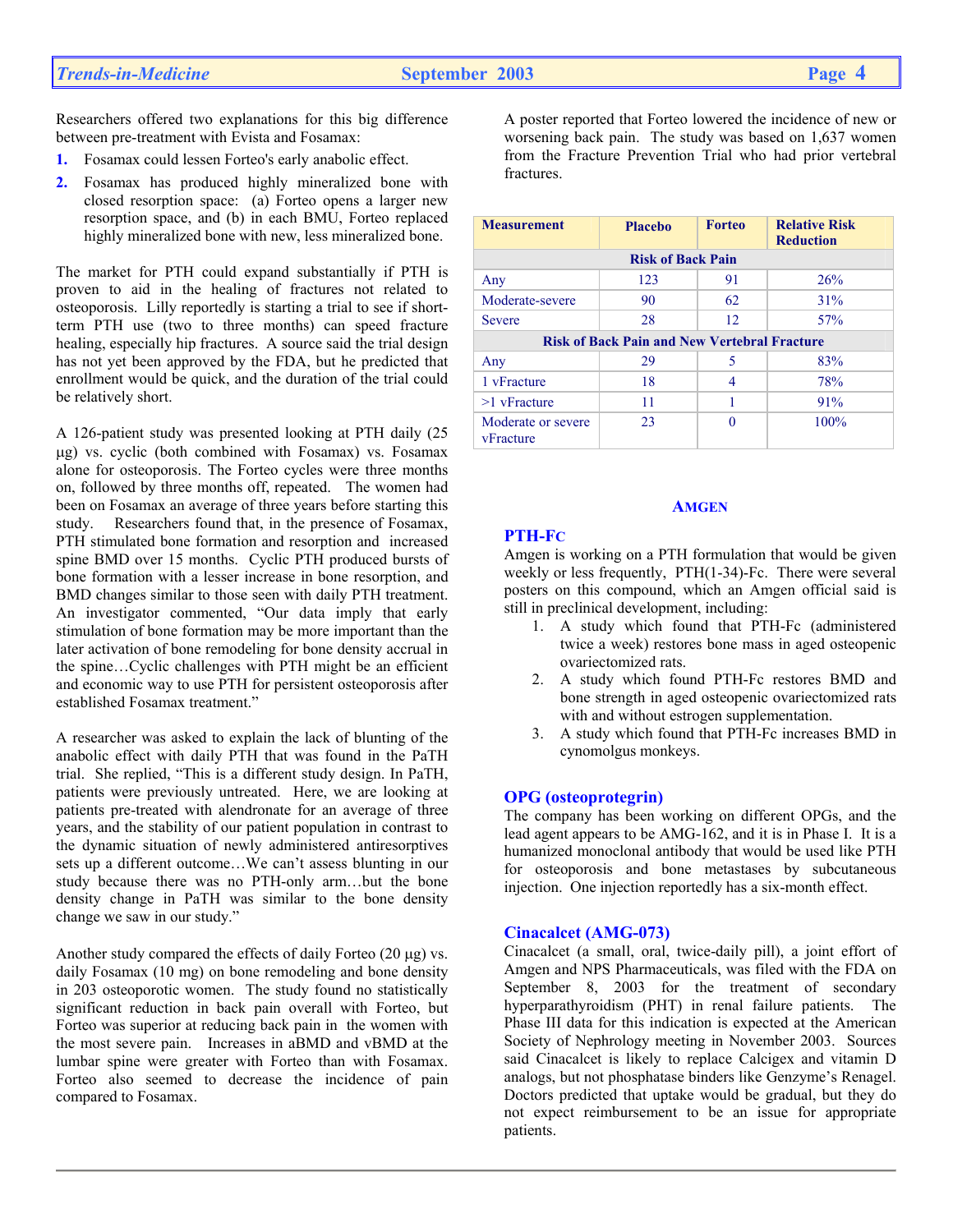Researchers offered two explanations for this big difference between pre-treatment with Evista and Fosamax:

1. Fosamax could lessen Forteo's early anabolic effect.
2. Fosamax has produced highly mineralized bone with closed resorption space: (a) Forteo opens a larger new resorption space, and (b) in each BMU, Forteo replaced highly mineralized bone with new, less mineralized bone.

The market for PTH could expand substantially if PTH is proven to aid in the healing of fractures not related to osteoporosis. Lilly reportedly is starting a trial to see if short-term PTH use (two to three months) can speed fracture healing, especially hip fractures. A source said the trial design has not yet been approved by the FDA, but he predicted that enrollment would be quick, and the duration of the trial could be relatively short.

A 126-patient study was presented looking at PTH daily (25 µg) vs. cyclic (both combined with Fosamax) vs. Fosamax alone for osteoporosis. The Forteo cycles were three months on, followed by three months off, repeated. The women had been on Fosamax an average of three years before starting this study. Researchers found that, in the presence of Fosamax, PTH stimulated bone formation and resorption and increased spine BMD over 15 months. Cyclic PTH produced bursts of bone formation with a lesser increase in bone resorption, and BMD changes similar to those seen with daily PTH treatment. An investigator commented, "Our data imply that early stimulation of bone formation may be more important than the later activation of bone remodeling for bone density accrual in the spine…Cyclic challenges with PTH might be an efficient and economic way to use PTH for persistent osteoporosis after established Fosamax treatment."

A researcher was asked to explain the lack of blunting of the anabolic effect with daily PTH that was found in the PaTH trial. She replied, "This is a different study design. In PaTH, patients were previously untreated. Here, we are looking at patients pre-treated with alendronate for an average of three years, and the stability of our patient population in contrast to the dynamic situation of newly administered antiresorptives sets up a different outcome…We can't assess blunting in our study because there was no PTH-only arm…but the bone density change in PaTH was similar to the bone density change we saw in our study."

Another study compared the effects of daily Forteo (20 µg) vs. daily Fosamax (10 mg) on bone remodeling and bone density in 203 osteoporotic women. The study found no statistically significant reduction in back pain overall with Forteo, but Forteo was superior at reducing back pain in the women with the most severe pain. Increases in aBMD and vBMD at the lumbar spine were greater with Forteo than with Fosamax. Forteo also seemed to decrease the incidence of pain compared to Fosamax.

A poster reported that Forteo lowered the incidence of new or worsening back pain. The study was based on 1,637 women from the Fracture Prevention Trial who had prior vertebral fractures.

| Measurement | Placebo | Forteo | Relative Risk Reduction |
|---|---|---|---|
| **Risk of Back Pain** | | | |
| Any | 123 | 91 | 26% |
| Moderate-severe | 90 | 62 | 31% |
| Severe | 28 | 12 | 57% |
| **Risk of Back Pain and New Vertebral Fracture** | | | |
| Any | 29 | 5 | 83% |
| 1 vFracture | 18 | 4 | 78% |
| >1 vFracture | 11 | 1 | 91% |
| Moderate or severe vFracture | 23 | 0 | 100% |

## AMGEN

### PTH-Fc

Amgen is working on a PTH formulation that would be given weekly or less frequently, PTH(1-34)-Fc. There were several posters on this compound, which an Amgen official said is still in preclinical development, including:

1. A study which found that PTH-Fc (administered twice a week) restores bone mass in aged osteopenic ovariectomized rats.
2. A study which found PTH-Fc restores BMD and bone strength in aged osteopenic ovariectomized rats with and without estrogen supplementation.
3. A study which found that PTH-Fc increases BMD in cynomolgus monkeys.

### OPG (osteoprotegrin)

The company has been working on different OPGs, and the lead agent appears to be AMG-162, and it is in Phase I. It is a humanized monoclonal antibody that would be used like PTH for osteoporosis and bone metastases by subcutaneous injection. One injection reportedly has a six-month effect.

### Cinacalcet (AMG-073)

Cinacalcet (a small, oral, twice-daily pill), a joint effort of Amgen and NPS Pharmaceuticals, was filed with the FDA on September 8, 2003 for the treatment of secondary hyperparathyroidism (PHT) in renal failure patients. The Phase III data for this indication is expected at the American Society of Nephrology meeting in November 2003. Sources said Cinacalcet is likely to replace Calcigex and vitamin D analogs, but not phosphatase binders like Genzyme's Renagel. Doctors predicted that uptake would be gradual, but they do not expect reimbursement to be an issue for appropriate patients.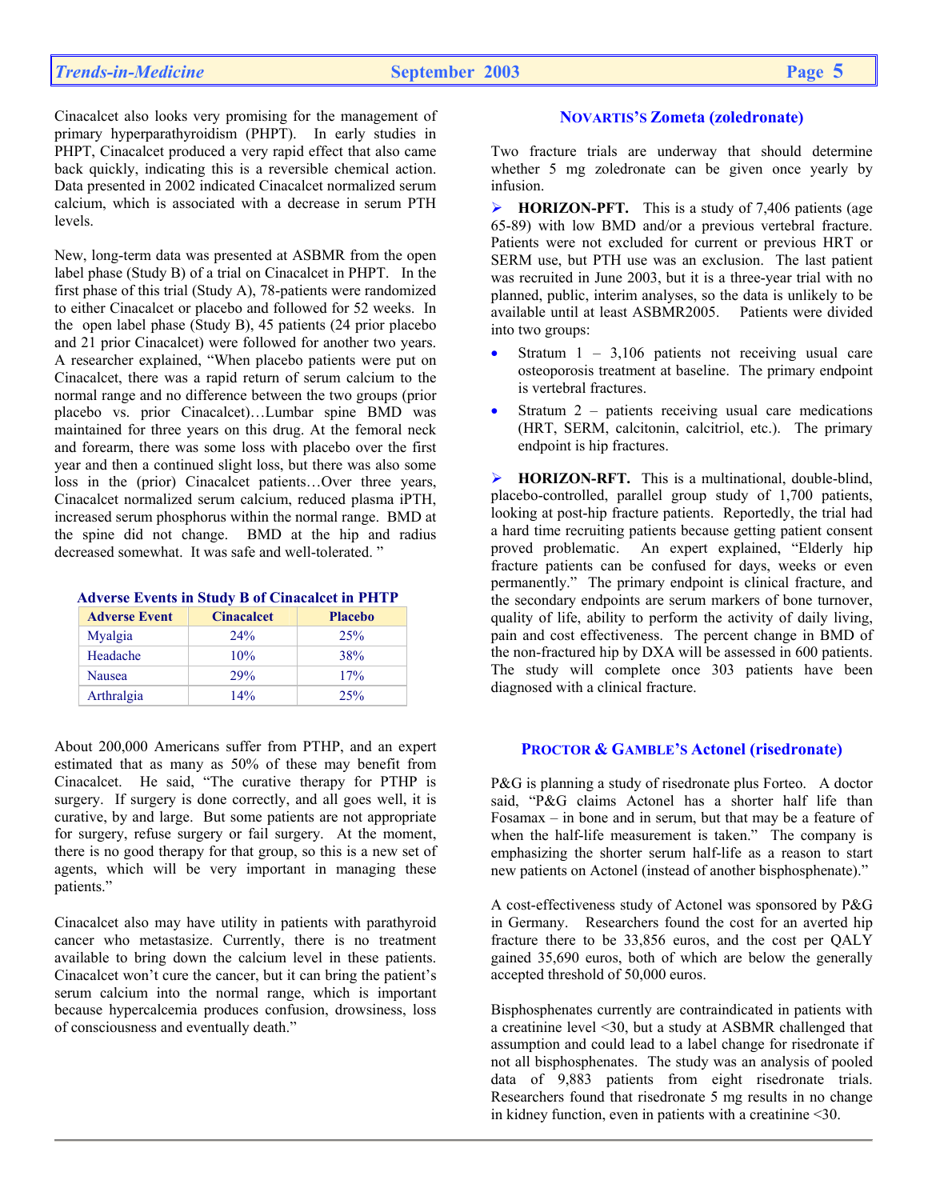Cinacalcet also looks very promising for the management of primary hyperparathyroidism (PHPT). In early studies in PHPT, Cinacalcet produced a very rapid effect that also came back quickly, indicating this is a reversible chemical action. Data presented in 2002 indicated Cinacalcet normalized serum calcium, which is associated with a decrease in serum PTH levels.

New, long-term data was presented at ASBMR from the open label phase (Study B) of a trial on Cinacalcet in PHPT. In the first phase of this trial (Study A), 78-patients were randomized to either Cinacalcet or placebo and followed for 52 weeks. In the open label phase (Study B), 45 patients (24 prior placebo and 21 prior Cinacalcet) were followed for another two years. A researcher explained, "When placebo patients were put on Cinacalcet, there was a rapid return of serum calcium to the normal range and no difference between the two groups (prior placebo vs. prior Cinacalcet)…Lumbar spine BMD was maintained for three years on this drug. At the femoral neck and forearm, there was some loss with placebo over the first year and then a continued slight loss, but there was also some loss in the (prior) Cinacalcet patients…Over three years, Cinacalcet normalized serum calcium, reduced plasma iPTH, increased serum phosphorus within the normal range. BMD at the spine did not change. BMD at the hip and radius decreased somewhat. It was safe and well-tolerated. "

**Adverse Events in Study B of Cinacalcet in PHTP**

| Adverse Event | Cinacalcet | Placebo |
|---|---|---|
| Myalgia | 24% | 25% |
| Headache | 10% | 38% |
| Nausea | 29% | 17% |
| Arthralgia | 14% | 25% |

About 200,000 Americans suffer from PTHP, and an expert estimated that as many as 50% of these may benefit from Cinacalcet. He said, "The curative therapy for PTHP is surgery. If surgery is done correctly, and all goes well, it is curative, by and large. But some patients are not appropriate for surgery, refuse surgery or fail surgery. At the moment, there is no good therapy for that group, so this is a new set of agents, which will be very important in managing these patients."

Cinacalcet also may have utility in patients with parathyroid cancer who metastasize. Currently, there is no treatment available to bring down the calcium level in these patients. Cinacalcet won't cure the cancer, but it can bring the patient's serum calcium into the normal range, which is important because hypercalcemia produces confusion, drowsiness, loss of consciousness and eventually death."

## NOVARTIS'S Zometa (zoledronate)

Two fracture trials are underway that should determine whether 5 mg zoledronate can be given once yearly by infusion.

➢ **HORIZON-PFT.** This is a study of 7,406 patients (age 65-89) with low BMD and/or a previous vertebral fracture. Patients were not excluded for current or previous HRT or SERM use, but PTH use was an exclusion. The last patient was recruited in June 2003, but it is a three-year trial with no planned, public, interim analyses, so the data is unlikely to be available until at least ASBMR2005. Patients were divided into two groups:

- Stratum 1 – 3,106 patients not receiving usual care osteoporosis treatment at baseline. The primary endpoint is vertebral fractures.
- Stratum 2 – patients receiving usual care medications (HRT, SERM, calcitonin, calcitriol, etc.). The primary endpoint is hip fractures.

➢ **HORIZON-RFT.** This is a multinational, double-blind, placebo-controlled, parallel group study of 1,700 patients, looking at post-hip fracture patients. Reportedly, the trial had a hard time recruiting patients because getting patient consent proved problematic. An expert explained, "Elderly hip fracture patients can be confused for days, weeks or even permanently." The primary endpoint is clinical fracture, and the secondary endpoints are serum markers of bone turnover, quality of life, ability to perform the activity of daily living, pain and cost effectiveness. The percent change in BMD of the non-fractured hip by DXA will be assessed in 600 patients. The study will complete once 303 patients have been diagnosed with a clinical fracture.

## PROCTOR & GAMBLE'S Actonel (risedronate)

P&G is planning a study of risedronate plus Forteo. A doctor said, "P&G claims Actonel has a shorter half life than Fosamax – in bone and in serum, but that may be a feature of when the half-life measurement is taken." The company is emphasizing the shorter serum half-life as a reason to start new patients on Actonel (instead of another bisphosphenate)."

A cost-effectiveness study of Actonel was sponsored by P&G in Germany. Researchers found the cost for an averted hip fracture there to be 33,856 euros, and the cost per QALY gained 35,690 euros, both of which are below the generally accepted threshold of 50,000 euros.

Bisphosphenates currently are contraindicated in patients with a creatinine level <30, but a study at ASBMR challenged that assumption and could lead to a label change for risedronate if not all bisphosphenates. The study was an analysis of pooled data of 9,883 patients from eight risedronate trials. Researchers found that risedronate 5 mg results in no change in kidney function, even in patients with a creatinine <30.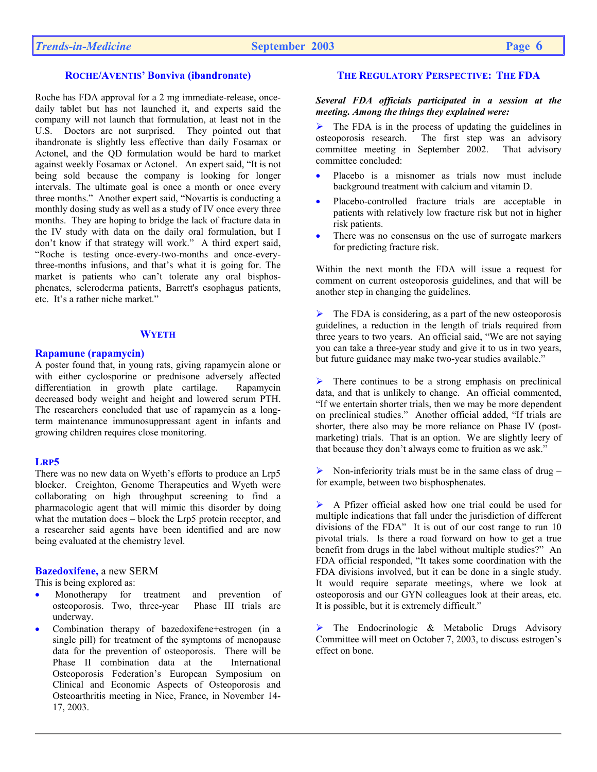## ROCHE/AVENTIS' Bonviva (ibandronate)

Roche has FDA approval for a 2 mg immediate-release, once-daily tablet but has not launched it, and experts said the company will not launch that formulation, at least not in the U.S. Doctors are not surprised. They pointed out that ibandronate is slightly less effective than daily Fosamax or Actonel, and the QD formulation would be hard to market against weekly Fosamax or Actonel. An expert said, "It is not being sold because the company is looking for longer intervals. The ultimate goal is once a month or once every three months." Another expert said, "Novartis is conducting a monthly dosing study as well as a study of IV once every three months. They are hoping to bridge the lack of fracture data in the IV study with data on the daily oral formulation, but I don't know if that strategy will work." A third expert said, "Roche is testing once-every-two-months and once-every-three-months infusions, and that's what it is going for. The market is patients who can't tolerate any oral bisphosphenates, scleroderma patients, Barrett's esophagus patients, etc. It's a rather niche market."

## WYETH

### Rapamune (rapamycin)

A poster found that, in young rats, giving rapamycin alone or with either cyclosporine or prednisone adversely affected differentiation in growth plate cartilage. Rapamycin decreased body weight and height and lowered serum PTH. The researchers concluded that use of rapamycin as a long-term maintenance immunosuppressant agent in infants and growing children requires close monitoring.

### LRP5

There was no new data on Wyeth's efforts to produce an Lrp5 blocker. Creighton, Genome Therapeutics and Wyeth were collaborating on high throughput screening to find a pharmacologic agent that will mimic this disorder by doing what the mutation does – block the Lrp5 protein receptor, and a researcher said agents have been identified and are now being evaluated at the chemistry level.

### Bazedoxifene, a new SERM

This is being explored as:

- Monotherapy for treatment and prevention of osteoporosis. Two, three-year Phase III trials are underway.
- Combination therapy of bazedoxifene+estrogen (in a single pill) for treatment of the symptoms of menopause data for the prevention of osteoporosis. There will be Phase II combination data at the International Osteoporosis Federation's European Symposium on Clinical and Economic Aspects of Osteoporosis and Osteoarthritis meeting in Nice, France, in November 14-17, 2003.

## THE REGULATORY PERSPECTIVE: THE FDA

***Several FDA officials participated in a session at the meeting. Among the things they explained were:***

➢ The FDA is in the process of updating the guidelines in osteoporosis research. The first step was an advisory committee meeting in September 2002. That advisory committee concluded:

- Placebo is a misnomer as trials now must include background treatment with calcium and vitamin D.
- Placebo-controlled fracture trials are acceptable in patients with relatively low fracture risk but not in higher risk patients.
- There was no consensus on the use of surrogate markers for predicting fracture risk.

Within the next month the FDA will issue a request for comment on current osteoporosis guidelines, and that will be another step in changing the guidelines.

➢ The FDA is considering, as a part of the new osteoporosis guidelines, a reduction in the length of trials required from three years to two years. An official said, "We are not saying you can take a three-year study and give it to us in two years, but future guidance may make two-year studies available."

➢ There continues to be a strong emphasis on preclinical data, and that is unlikely to change. An official commented, "If we entertain shorter trials, then we may be more dependent on preclinical studies." Another official added, "If trials are shorter, there also may be more reliance on Phase IV (post-marketing) trials. That is an option. We are slightly leery of that because they don't always come to fruition as we ask."

➢ Non-inferiority trials must be in the same class of drug – for example, between two bisphosphenates.

➢ A Pfizer official asked how one trial could be used for multiple indications that fall under the jurisdiction of different divisions of the FDA" It is out of our cost range to run 10 pivotal trials. Is there a road forward on how to get a true benefit from drugs in the label without multiple studies?" An FDA official responded, "It takes some coordination with the FDA divisions involved, but it can be done in a single study. It would require separate meetings, where we look at osteoporosis and our GYN colleagues look at their areas, etc. It is possible, but it is extremely difficult."

➢ The Endocrinologic & Metabolic Drugs Advisory Committee will meet on October 7, 2003, to discuss estrogen's effect on bone.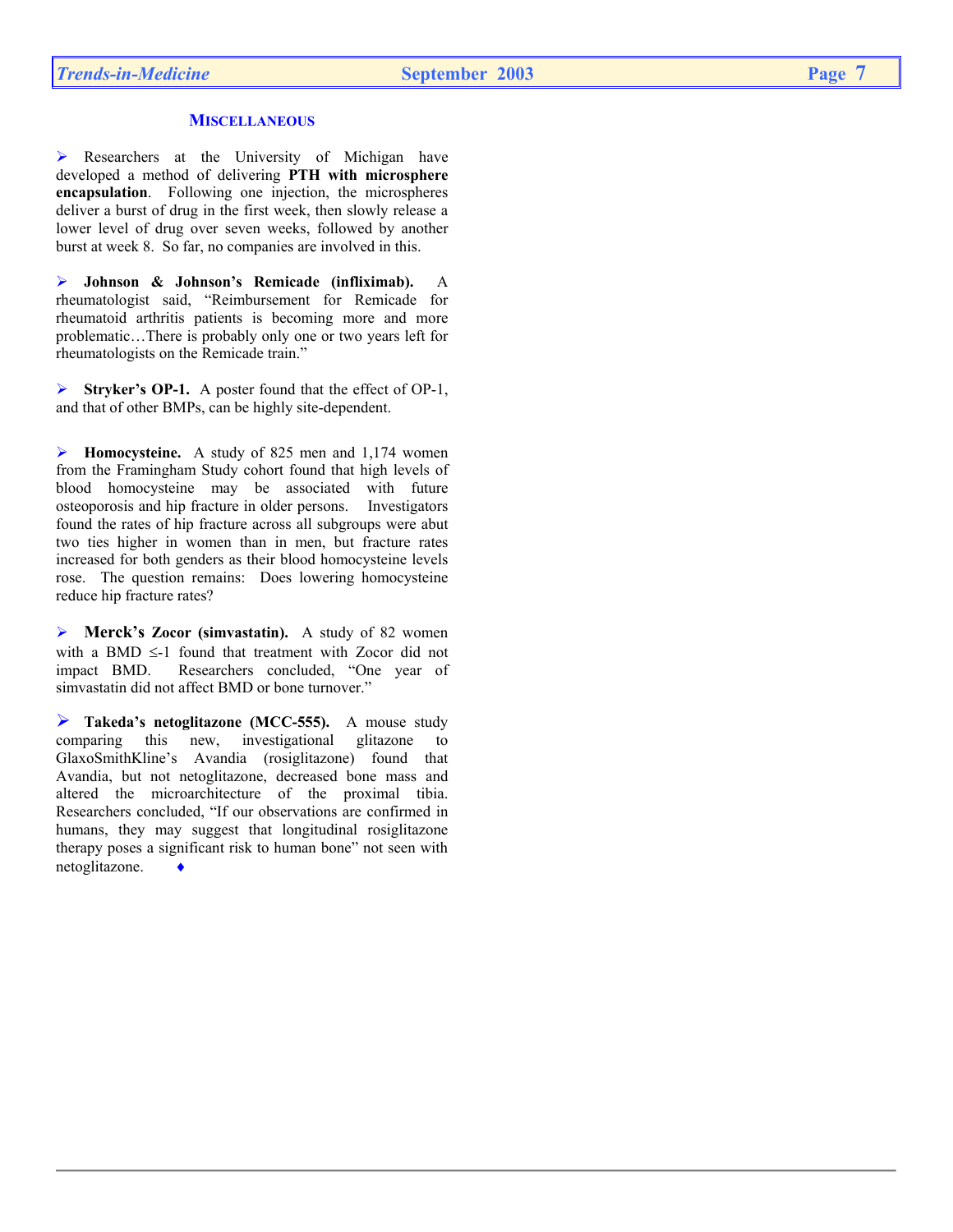## MISCELLANEOUS

- Researchers at the University of Michigan have developed a method of delivering **PTH with microsphere encapsulation**. Following one injection, the microspheres deliver a burst of drug in the first week, then slowly release a lower level of drug over seven weeks, followed by another burst at week 8. So far, no companies are involved in this.

- **Johnson & Johnson's Remicade (infliximab).** A rheumatologist said, "Reimbursement for Remicade for rheumatoid arthritis patients is becoming more and more problematic…There is probably only one or two years left for rheumatologists on the Remicade train."

- **Stryker's OP-1.** A poster found that the effect of OP-1, and that of other BMPs, can be highly site-dependent.

- **Homocysteine.** A study of 825 men and 1,174 women from the Framingham Study cohort found that high levels of blood homocysteine may be associated with future osteoporosis and hip fracture in older persons. Investigators found the rates of hip fracture across all subgroups were abut two ties higher in women than in men, but fracture rates increased for both genders as their blood homocysteine levels rose. The question remains: Does lowering homocysteine reduce hip fracture rates?

- **Merck's Zocor (simvastatin).** A study of 82 women with a BMD $\leq$-1 found that treatment with Zocor did not impact BMD. Researchers concluded, "One year of simvastatin did not affect BMD or bone turnover."

- **Takeda's netoglitazone (MCC-555).** A mouse study comparing this new, investigational glitazone to GlaxoSmithKline's Avandia (rosiglitazone) found that Avandia, but not netoglitazone, decreased bone mass and altered the microarchitecture of the proximal tibia. Researchers concluded, "If our observations are confirmed in humans, they may suggest that longitudinal rosiglitazone therapy poses a significant risk to human bone" not seen with netoglitazone. ♦